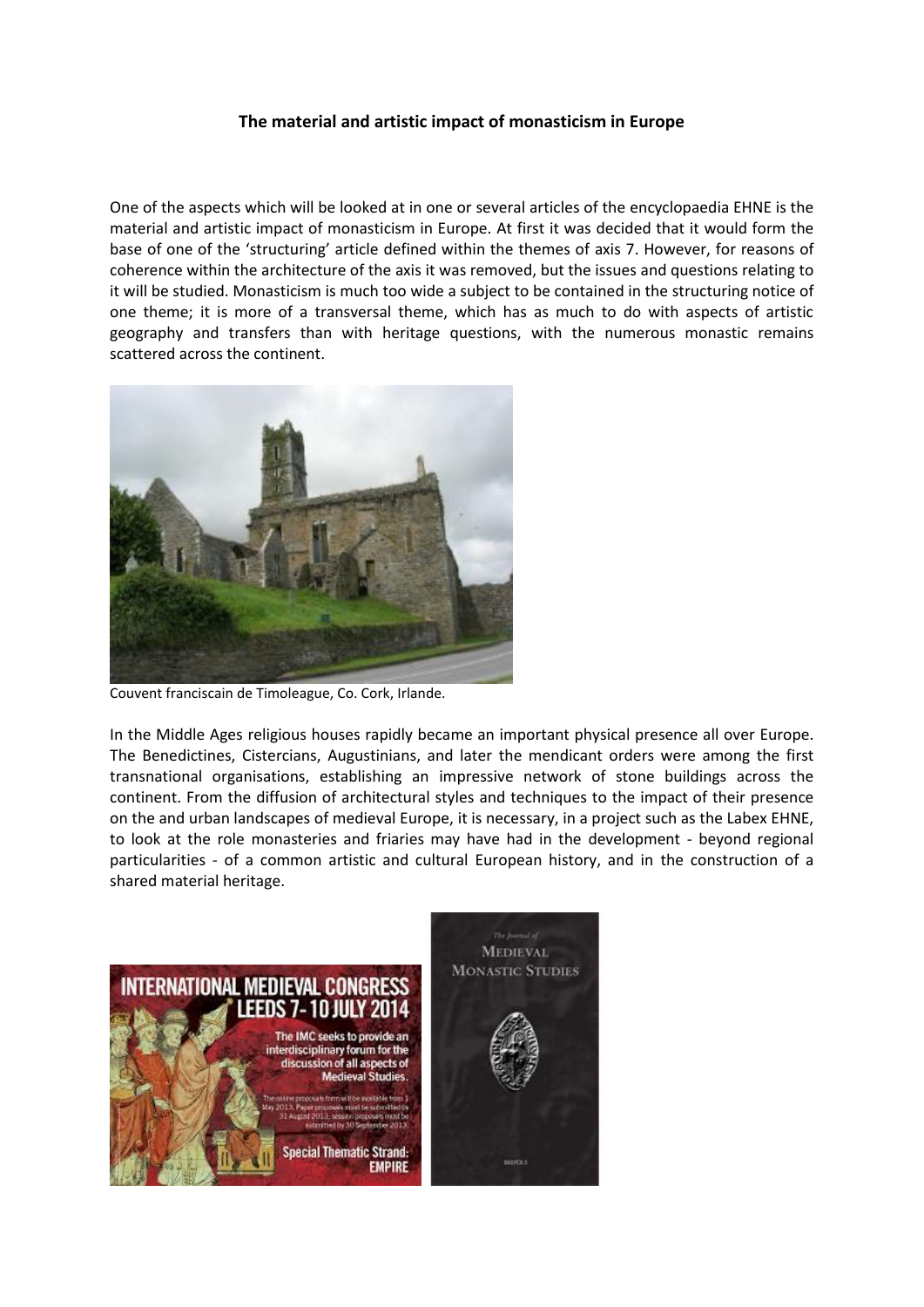**The material and artistic impact of monasticism in Europe**

One of the aspects which will be looked at in one or several articles of the encyclopaedia EHNE is the material and artistic impact of monasticism in Europe. At first it was decided that it would form the base of one of the 'structuring' article defined within the themes of axis 7. However, for reasons of coherence within the architecture of the axis it was removed, but the issues and questions relating to it will be studied. Monasticism is much too wide a subject to be contained in the structuring notice of one theme; it is more of a transversal theme, which has as much to do with aspects of artistic geography and transfers than with heritage questions, with the numerous monastic remains scattered across the continent.

Couvent franciscain de Timoleague, Co. Cork, Irlande.

In the Middle Ages religious houses rapidly became an important physical presence all over Europe. The Benedictines, Cistercians, Augustinians, and later the mendicant orders were among the first transnational organisations, establishing an impressive network of stone buildings across the continent. From the diffusion of architectural styles and techniques to the impact of their presence on the and urban landscapes of medieval Europe, it is necessary, in a project such as the Labex EHNE, to look at the role monasteries and friaries may have had in the development - beyond regional particularities - of a common artistic and cultural European history, and in the construction of a shared material heritage.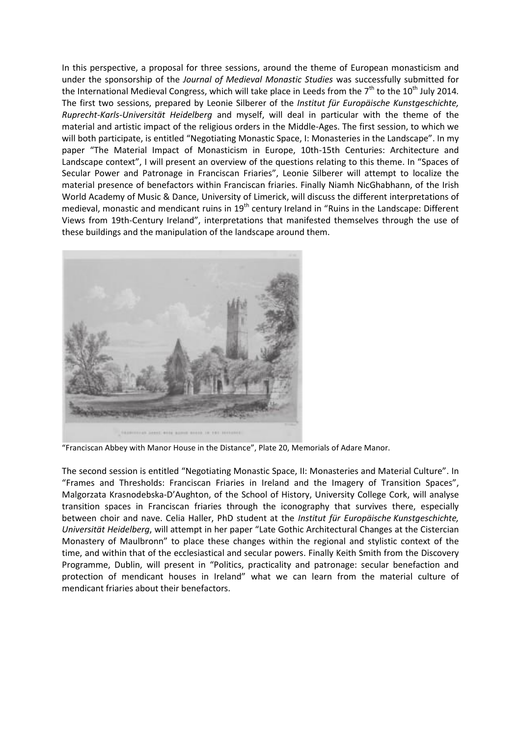In this perspective, a proposal for three sessions, around the theme of European monasticism and under the sponsorship of the *Journal of Medieval Monastic Studies* was successfully submitted for the International Medieval Congress, which will take place in Leeds from the 7th to the 10th July 2014*.* The first two sessions, prepared by Leonie Silberer of the *Institut für Europäische Kunstgeschichte, Ruprecht-Karls-Universität Heidelberg* and myself, will deal in particular with the theme of the material and artistic impact of the religious orders in the Middle-Ages. The first session, to which we will both participate, is entitled "Negotiating Monastic Space, I: Monasteries in the Landscape". In my paper "The Material Impact of Monasticism in Europe, 10th-15th Centuries: Architecture and Landscape context", I will present an overview of the questions relating to this theme. In "Spaces of Secular Power and Patronage in Franciscan Friaries", Leonie Silberer will attempt to localize the material presence of benefactors within Franciscan friaries. Finally Niamh NicGhabhann, of the Irish World Academy of Music & Dance, University of Limerick, will discuss the different interpretations of medieval, monastic and mendicant ruins in 19th century Ireland in "Ruins in the Landscape: Different Views from 19th-Century Ireland", interpretations that manifested themselves through the use of these buildings and the manipulation of the landscape around them.

"Franciscan Abbey with Manor House in the Distance", Plate 20, Memorials of Adare Manor.

The second session is entitled "Negotiating Monastic Space, II: Monasteries and Material Culture". In "Frames and Thresholds: Franciscan Friaries in Ireland and the Imagery of Transition Spaces", Malgorzata Krasnodebska-D'Aughton, of the School of History, University College Cork, will analyse transition spaces in Franciscan friaries through the iconography that survives there, especially between choir and nave. Celia Haller, PhD student at the *Institut für Europäische Kunstgeschichte, Universität Heidelberg*, will attempt in her paper "Late Gothic Architectural Changes at the Cistercian Monastery of Maulbronn" to place these changes within the regional and stylistic context of the time, and within that of the ecclesiastical and secular powers. Finally Keith Smith from the Discovery Programme, Dublin, will present in "Politics, practicality and patronage: secular benefaction and protection of mendicant houses in Ireland" what we can learn from the material culture of mendicant friaries about their benefactors.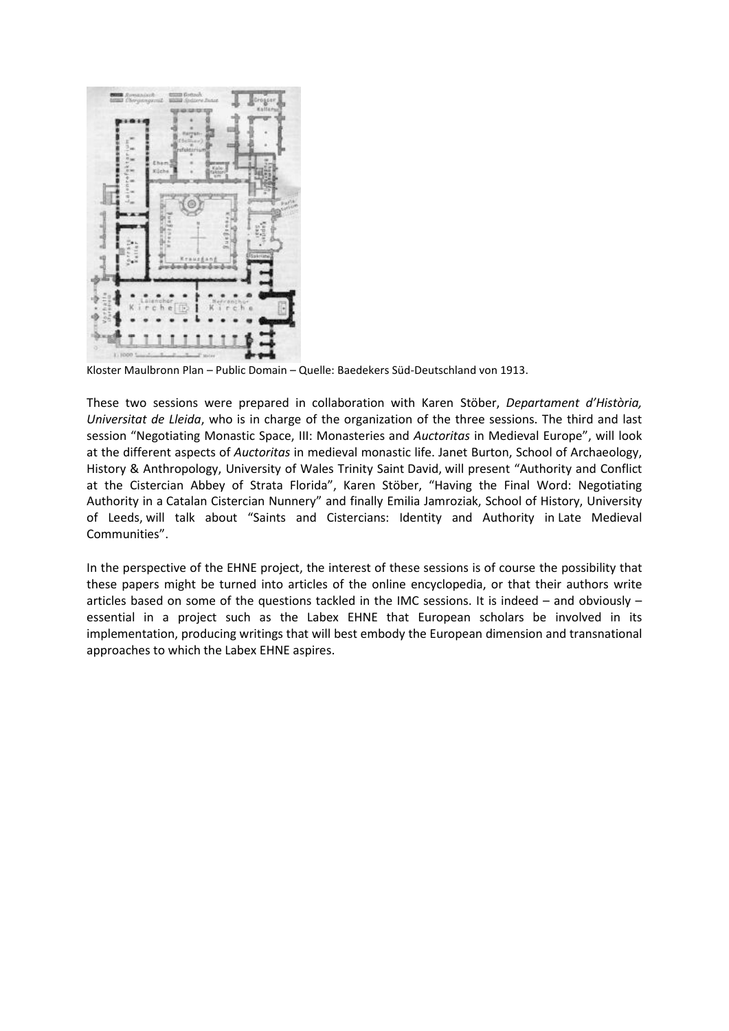Kloster Maulbronn Plan – Public Domain – Quelle: Baedekers Süd-Deutschland von 1913.

These two sessions were prepared in collaboration with Karen Stöber, *Departament d'Història, Universitat de Lleida*, who is in charge of the organization of the three sessions. The third and last session "Negotiating Monastic Space, III: Monasteries and *Auctoritas* in Medieval Europe", will look at the different aspects of *Auctoritas* in medieval monastic life. Janet Burton, School of Archaeology, History & Anthropology, University of Wales Trinity Saint David, will present "Authority and Conflict at the Cistercian Abbey of Strata Florida", Karen Stöber, "Having the Final Word: Negotiating Authority in a Catalan Cistercian Nunnery" and finally Emilia Jamroziak, School of History, University of Leeds, will talk about "Saints and Cistercians: Identity and Authority in Late Medieval Communities".

In the perspective of the EHNE project, the interest of these sessions is of course the possibility that these papers might be turned into articles of the online encyclopedia, or that their authors write articles based on some of the questions tackled in the IMC sessions. It is indeed – and obviously – essential in a project such as the Labex EHNE that European scholars be involved in its implementation, producing writings that will best embody the European dimension and transnational approaches to which the Labex EHNE aspires.